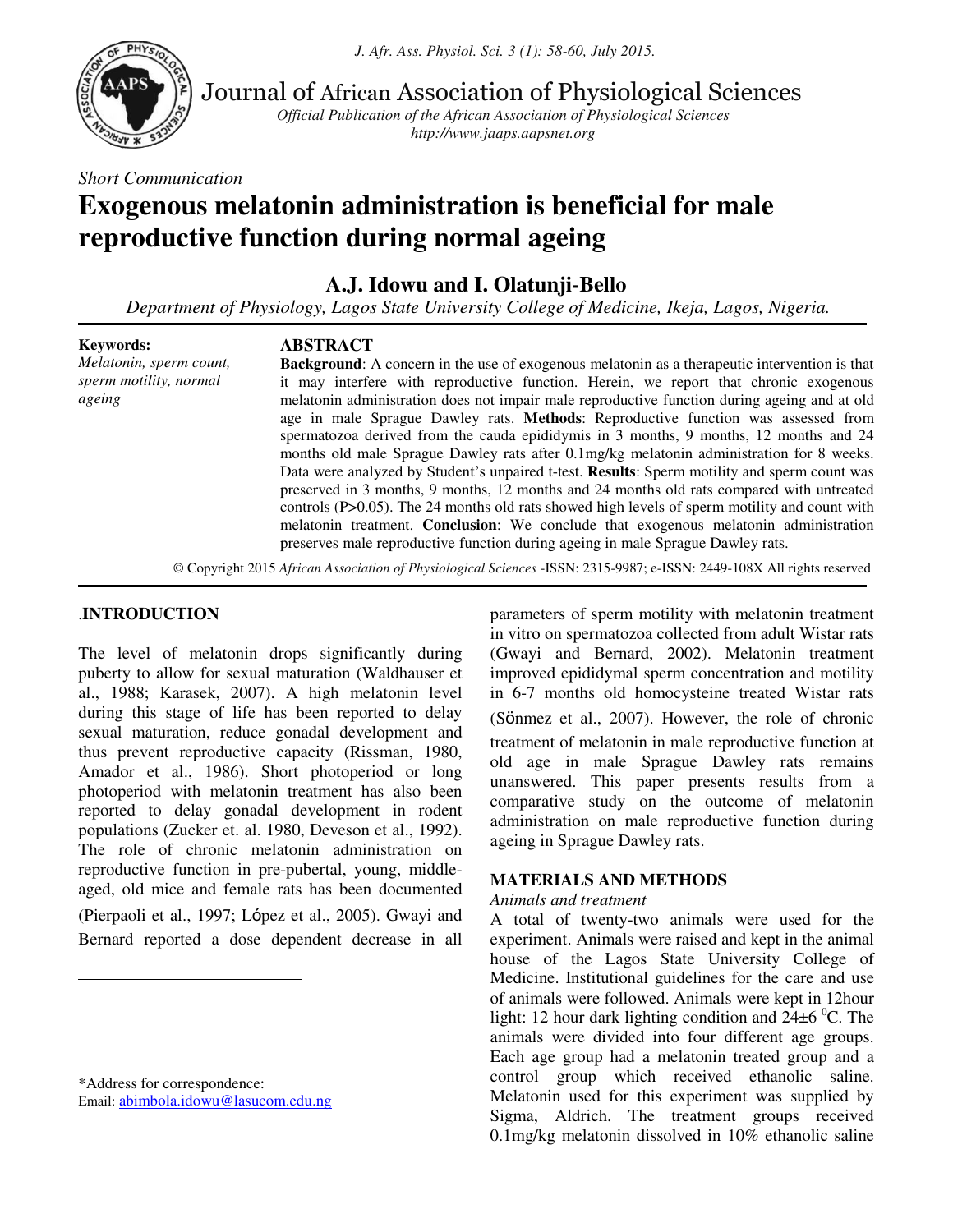Journal of African Association of Physiological Sciences

*Official Publication of the African Association of Physiological Sciences*
*http://www.jaaps.aapsnet.org*

*Short Communication*

# Exogenous melatonin administration is beneficial for male reproductive function during normal ageing

## A.J. Idowu and I. Olatunji-Bello

*Department of Physiology, Lagos State University College of Medicine, Ikeja, Lagos, Nigeria.*

**Keywords:**
*Melatonin, sperm count, sperm motility, normal ageing*

**ABSTRACT**

**Background**: A concern in the use of exogenous melatonin as a therapeutic intervention is that it may interfere with reproductive function. Herein, we report that chronic exogenous melatonin administration does not impair male reproductive function during ageing and at old age in male Sprague Dawley rats. **Methods**: Reproductive function was assessed from spermatozoa derived from the cauda epididymis in 3 months, 9 months, 12 months and 24 months old male Sprague Dawley rats after 0.1mg/kg melatonin administration for 8 weeks. Data were analyzed by Student's unpaired t-test. **Results**: Sperm motility and sperm count was preserved in 3 months, 9 months, 12 months and 24 months old rats compared with untreated controls (P>0.05). The 24 months old rats showed high levels of sperm motility and count with melatonin treatment. **Conclusion**: We conclude that exogenous melatonin administration preserves male reproductive function during ageing in male Sprague Dawley rats.

© Copyright 2015 *African Association of Physiological Sciences* -ISSN: 2315-9987; e-ISSN: 2449-108X All rights reserved

## INTRODUCTION

The level of melatonin drops significantly during puberty to allow for sexual maturation (Waldhauser et al., 1988; Karasek, 2007). A high melatonin level during this stage of life has been reported to delay sexual maturation, reduce gonadal development and thus prevent reproductive capacity (Rissman, 1980, Amador et al., 1986). Short photoperiod or long photoperiod with melatonin treatment has also been reported to delay gonadal development in rodent populations (Zucker et. al. 1980, Deveson et al., 1992). The role of chronic melatonin administration on reproductive function in pre-pubertal, young, middle-aged, old mice and female rats has been documented (Pierpaoli et al., 1997; López et al., 2005). Gwayi and Bernard reported a dose dependent decrease in all parameters of sperm motility with melatonin treatment in vitro on spermatozoa collected from adult Wistar rats (Gwayi and Bernard, 2002). Melatonin treatment improved epididymal sperm concentration and motility in 6-7 months old homocysteine treated Wistar rats (Sönmez et al., 2007). However, the role of chronic treatment of melatonin in male reproductive function at old age in male Sprague Dawley rats remains unanswered. This paper presents results from a comparative study on the outcome of melatonin administration on male reproductive function during ageing in Sprague Dawley rats.

## MATERIALS AND METHODS

*Animals and treatment*

A total of twenty-two animals were used for the experiment. Animals were raised and kept in the animal house of the Lagos State University College of Medicine. Institutional guidelines for the care and use of animals were followed. Animals were kept in 12hour light: 12 hour dark lighting condition and 24±6 $^0$C. The animals were divided into four different age groups. Each age group had a melatonin treated group and a control group which received ethanolic saline. Melatonin used for this experiment was supplied by Sigma, Aldrich. The treatment groups received 0.1mg/kg melatonin dissolved in 10% ethanolic saline

\*Address for correspondence:
Email: abimbola.idowu@lasucom.edu.ng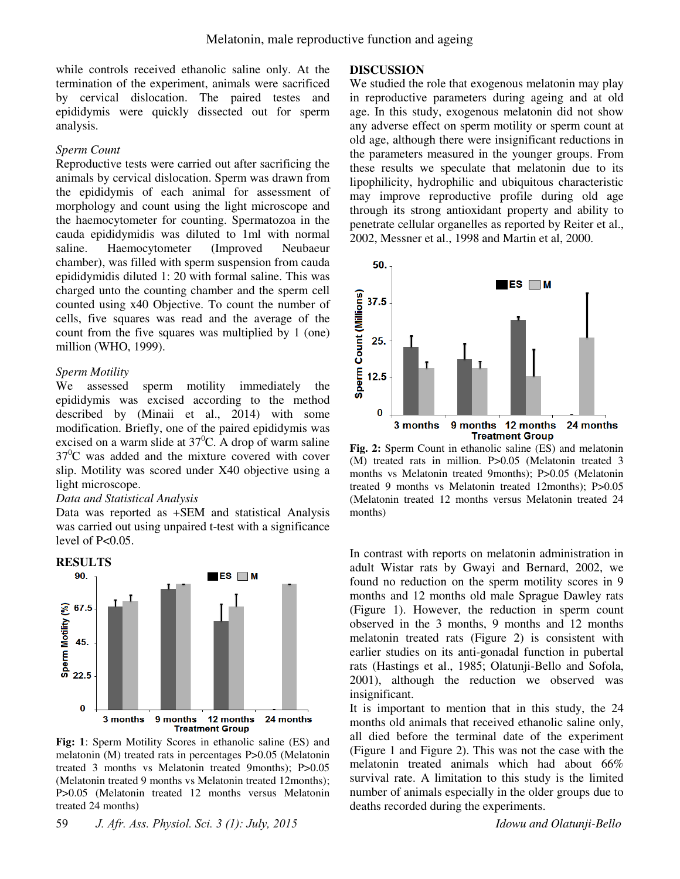while controls received ethanolic saline only. At the termination of the experiment, animals were sacrificed by cervical dislocation. The paired testes and epididymis were quickly dissected out for sperm analysis.

*Sperm Count*

Reproductive tests were carried out after sacrificing the animals by cervical dislocation. Sperm was drawn from the epididymis of each animal for assessment of morphology and count using the light microscope and the haemocytometer for counting. Spermatozoa in the cauda epididymidis was diluted to 1ml with normal saline. Haemocytometer (Improved Neubaeur chamber), was filled with sperm suspension from cauda epididymidis diluted 1: 20 with formal saline. This was charged unto the counting chamber and the sperm cell counted using x40 Objective. To count the number of cells, five squares was read and the average of the count from the five squares was multiplied by 1 (one) million (WHO, 1999).

*Sperm Motility*

We assessed sperm motility immediately the epididymis was excised according to the method described by (Minaii et al., 2014) with some modification. Briefly, one of the paired epididymis was excised on a warm slide at $37^0$C. A drop of warm saline $37^0$C was added and the mixture covered with cover slip. Motility was scored under X40 objective using a light microscope.

*Data and Statistical Analysis*

Data was reported as +SEM and statistical Analysis was carried out using unpaired t-test with a significance level of P<0.05.

## RESULTS

**Fig: 1**: Sperm Motility Scores in ethanolic saline (ES) and melatonin (M) treated rats in percentages P>0.05 (Melatonin treated 3 months vs Melatonin treated 9months); P>0.05 (Melatonin treated 9 months vs Melatonin treated 12months); P>0.05 (Melatonin treated 12 months versus Melatonin treated 24 months)

## DISCUSSION

We studied the role that exogenous melatonin may play in reproductive parameters during ageing and at old age. In this study, exogenous melatonin did not show any adverse effect on sperm motility or sperm count at old age, although there were insignificant reductions in the parameters measured in the younger groups. From these results we speculate that melatonin due to its lipophilicity, hydrophilic and ubiquitous characteristic may improve reproductive profile during old age through its strong antioxidant property and ability to penetrate cellular organelles as reported by Reiter et al., 2002, Messner et al., 1998 and Martin et al, 2000.

**Fig. 2:** Sperm Count in ethanolic saline (ES) and melatonin (M) treated rats in million. P>0.05 (Melatonin treated 3 months vs Melatonin treated 9months); P>0.05 (Melatonin treated 9 months vs Melatonin treated 12months); P>0.05 (Melatonin treated 12 months versus Melatonin treated 24 months)

In contrast with reports on melatonin administration in adult Wistar rats by Gwayi and Bernard, 2002, we found no reduction on the sperm motility scores in 9 months and 12 months old male Sprague Dawley rats (Figure 1). However, the reduction in sperm count observed in the 3 months, 9 months and 12 months melatonin treated rats (Figure 2) is consistent with earlier studies on its anti-gonadal function in pubertal rats (Hastings et al., 1985; Olatunji-Bello and Sofola, 2001), although the reduction we observed was insignificant.

It is important to mention that in this study, the 24 months old animals that received ethanolic saline only, all died before the terminal date of the experiment (Figure 1 and Figure 2). This was not the case with the melatonin treated animals which had about 66% survival rate. A limitation to this study is the limited number of animals especially in the older groups due to deaths recorded during the experiments.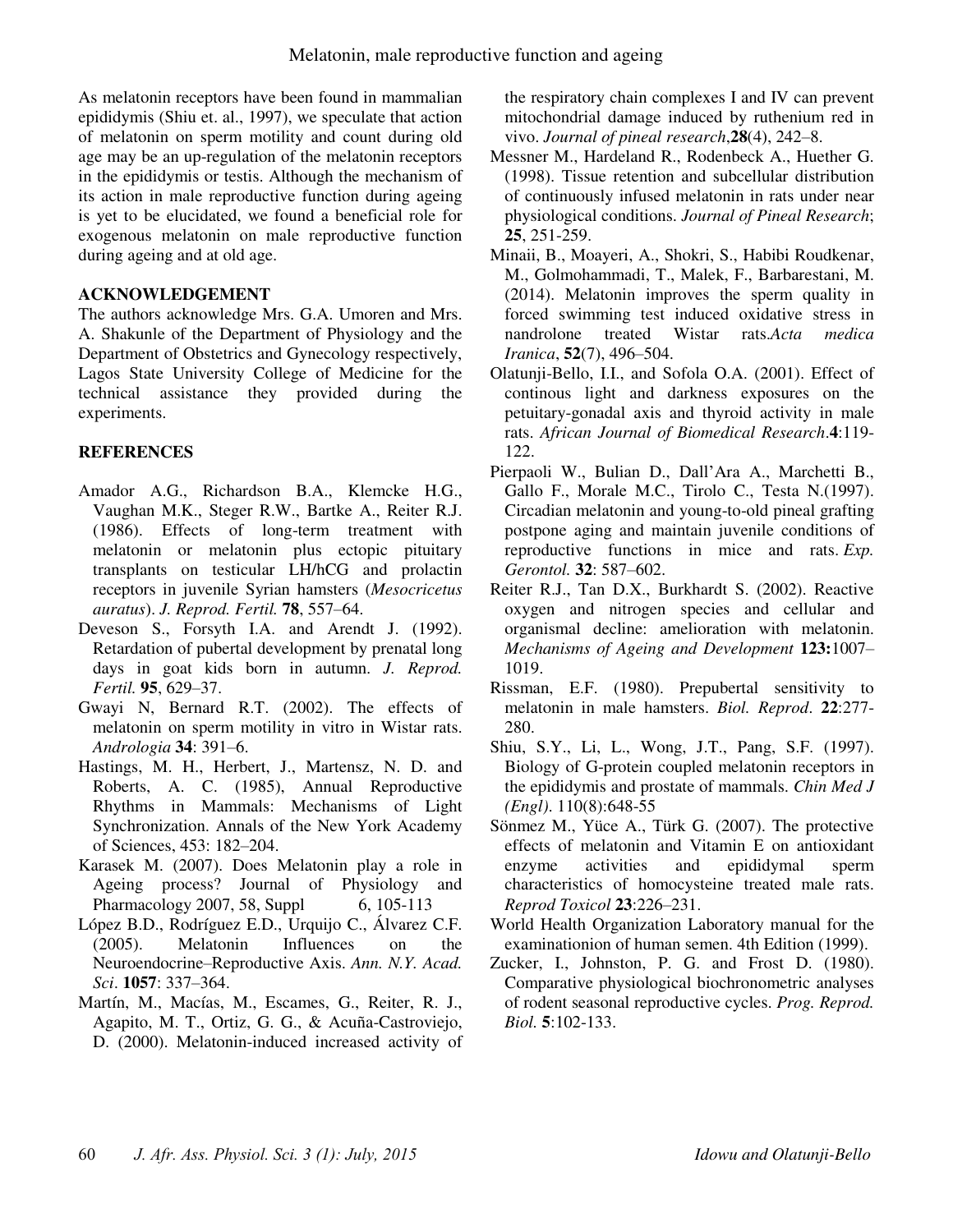As melatonin receptors have been found in mammalian epididymis (Shiu et. al., 1997), we speculate that action of melatonin on sperm motility and count during old age may be an up-regulation of the melatonin receptors in the epididymis or testis. Although the mechanism of its action in male reproductive function during ageing is yet to be elucidated, we found a beneficial role for exogenous melatonin on male reproductive function during ageing and at old age.

## ACKNOWLEDGEMENT

The authors acknowledge Mrs. G.A. Umoren and Mrs. A. Shakunle of the Department of Physiology and the Department of Obstetrics and Gynecology respectively, Lagos State University College of Medicine for the technical assistance they provided during the experiments.

## REFERENCES

Amador A.G., Richardson B.A., Klemcke H.G., Vaughan M.K., Steger R.W., Bartke A., Reiter R.J. (1986). Effects of long-term treatment with melatonin or melatonin plus ectopic pituitary transplants on testicular LH/hCG and prolactin receptors in juvenile Syrian hamsters (*Mesocricetus auratus*). *J. Reprod. Fertil.* **78**, 557–64.

Deveson S., Forsyth I.A. and Arendt J. (1992). Retardation of pubertal development by prenatal long days in goat kids born in autumn. *J. Reprod. Fertil.* **95**, 629–37.

Gwayi N, Bernard R.T. (2002). The effects of melatonin on sperm motility in vitro in Wistar rats. *Andrologia* **34**: 391–6.

Hastings, M. H., Herbert, J., Martensz, N. D. and Roberts, A. C. (1985), Annual Reproductive Rhythms in Mammals: Mechanisms of Light Synchronization. Annals of the New York Academy of Sciences, 453: 182–204.

Karasek M. (2007). Does Melatonin play a role in Ageing process? Journal of Physiology and Pharmacology 2007, 58, Suppl 6, 105-113

López B.D., Rodríguez E.D., Urquijo C., Álvarez C.F. (2005). Melatonin Influences on the Neuroendocrine–Reproductive Axis. *Ann. N.Y. Acad. Sci*. **1057**: 337–364.

Martín, M., Macías, M., Escames, G., Reiter, R. J., Agapito, M. T., Ortiz, G. G., & Acuña-Castroviejo, D. (2000). Melatonin-induced increased activity of the respiratory chain complexes I and IV can prevent mitochondrial damage induced by ruthenium red in vivo. *Journal of pineal research*,**28**(4), 242–8.

Messner M., Hardeland R., Rodenbeck A., Huether G. (1998). Tissue retention and subcellular distribution of continuously infused melatonin in rats under near physiological conditions. *Journal of Pineal Research*; **25**, 251-259.

Minaii, B., Moayeri, A., Shokri, S., Habibi Roudkenar, M., Golmohammadi, T., Malek, F., Barbarestani, M. (2014). Melatonin improves the sperm quality in forced swimming test induced oxidative stress in nandrolone treated Wistar rats.*Acta medica Iranica*, **52**(7), 496–504.

Olatunji-Bello, I.I., and Sofola O.A. (2001). Effect of continous light and darkness exposures on the petuitary-gonadal axis and thyroid activity in male rats. *African Journal of Biomedical Research*.**4**:119-122.

Pierpaoli W., Bulian D., Dall'Ara A., Marchetti B., Gallo F., Morale M.C., Tirolo C., Testa N.(1997). Circadian melatonin and young-to-old pineal grafting postpone aging and maintain juvenile conditions of reproductive functions in mice and rats. *Exp. Gerontol.* **32**: 587–602.

Reiter R.J., Tan D.X., Burkhardt S. (2002). Reactive oxygen and nitrogen species and cellular and organismal decline: amelioration with melatonin. *Mechanisms of Ageing and Development* **123:**1007–1019.

Rissman, E.F. (1980). Prepubertal sensitivity to melatonin in male hamsters. *Biol. Reprod*. **22**:277-280.

Shiu, S.Y., Li, L., Wong, J.T., Pang, S.F. (1997). Biology of G-protein coupled melatonin receptors in the epididymis and prostate of mammals. *Chin Med J (Engl)*. 110(8):648-55

Sönmez M., Yüce A., Türk G. (2007). The protective effects of melatonin and Vitamin E on antioxidant enzyme activities and epididymal sperm characteristics of homocysteine treated male rats. *Reprod Toxicol* **23**:226–231.

World Health Organization Laboratory manual for the examinationion of human semen. 4th Edition (1999).

Zucker, I., Johnston, P. G. and Frost D. (1980). Comparative physiological biochronometric analyses of rodent seasonal reproductive cycles. *Prog. Reprod. Biol.* **5**:102-133.